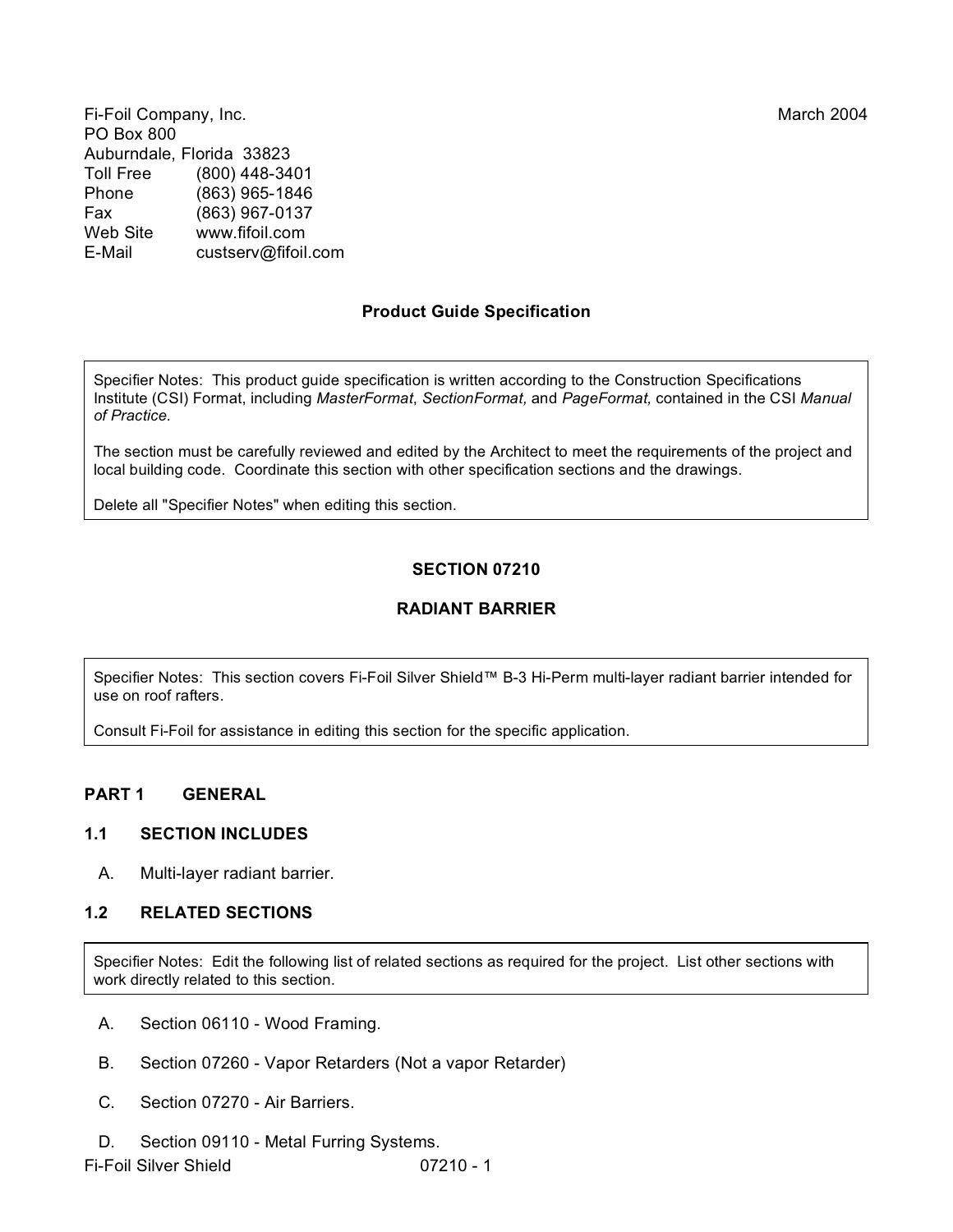Fi-Foil Company, Inc.
PO Box 800
Auburndale, Florida 33823
Toll Free (800) 448-3401
Phone (863) 965-1846
Fax (863) 967-0137
Web Site www.fifoil.com
E-Mail custserv@fifoil.com

March 2004

**Product Guide Specification**

> Specifier Notes: This product guide specification is written according to the Construction Specifications Institute (CSI) Format, including *MasterFormat*, *SectionFormat,* and *PageFormat,* contained in the CSI *Manual of Practice.*
>
> The section must be carefully reviewed and edited by the Architect to meet the requirements of the project and local building code. Coordinate this section with other specification sections and the drawings.
>
> Delete all "Specifier Notes" when editing this section.

**SECTION 07210**

**RADIANT BARRIER**

> Specifier Notes: This section covers Fi-Foil Silver Shield™ B-3 Hi-Perm multi-layer radiant barrier intended for use on roof rafters.
>
> Consult Fi-Foil for assistance in editing this section for the specific application.

## PART 1 GENERAL

### 1.1 SECTION INCLUDES

A. Multi-layer radiant barrier.

### 1.2 RELATED SECTIONS

> Specifier Notes: Edit the following list of related sections as required for the project. List other sections with work directly related to this section.

A. Section 06110 - Wood Framing.

B. Section 07260 - Vapor Retarders (Not a vapor Retarder)

C. Section 07270 - Air Barriers.

D. Section 09110 - Metal Furring Systems.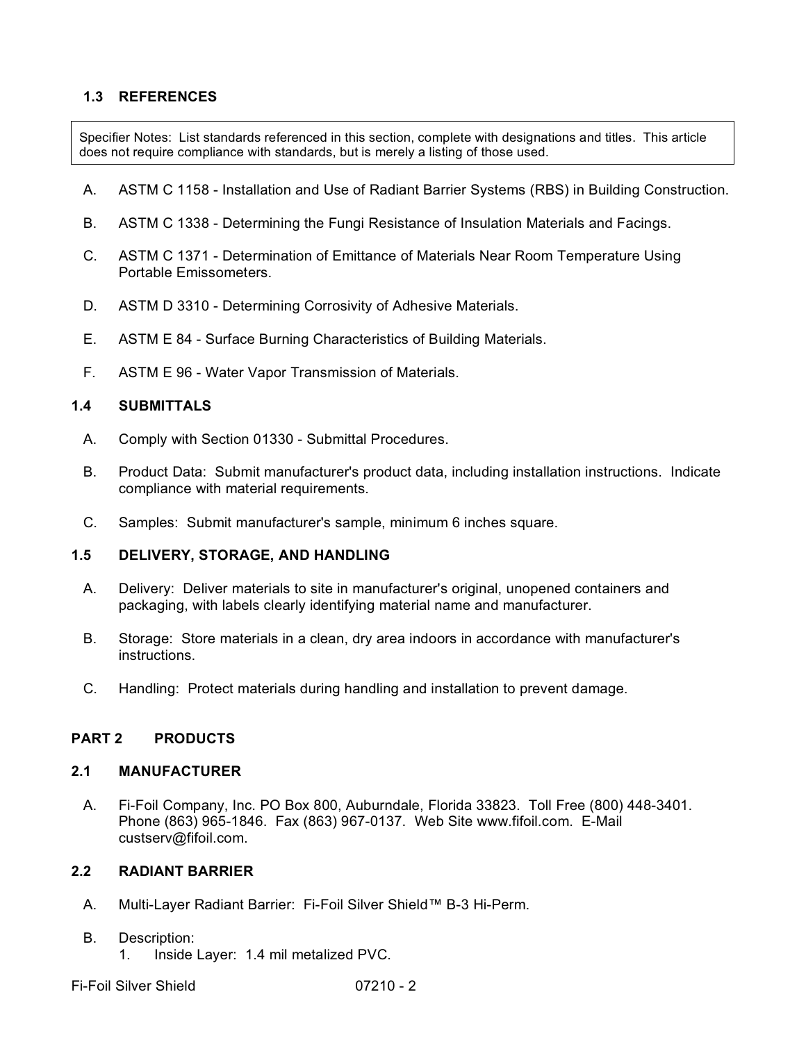### 1.3 REFERENCES

> Specifier Notes: List standards referenced in this section, complete with designations and titles. This article does not require compliance with standards, but is merely a listing of those used.

A. ASTM C 1158 - Installation and Use of Radiant Barrier Systems (RBS) in Building Construction.

B. ASTM C 1338 - Determining the Fungi Resistance of Insulation Materials and Facings.

C. ASTM C 1371 - Determination of Emittance of Materials Near Room Temperature Using Portable Emissometers.

D. ASTM D 3310 - Determining Corrosivity of Adhesive Materials.

E. ASTM E 84 - Surface Burning Characteristics of Building Materials.

F. ASTM E 96 - Water Vapor Transmission of Materials.

### 1.4 SUBMITTALS

A. Comply with Section 01330 - Submittal Procedures.

B. Product Data: Submit manufacturer's product data, including installation instructions. Indicate compliance with material requirements.

C. Samples: Submit manufacturer's sample, minimum 6 inches square.

### 1.5 DELIVERY, STORAGE, AND HANDLING

A. Delivery: Deliver materials to site in manufacturer's original, unopened containers and packaging, with labels clearly identifying material name and manufacturer.

B. Storage: Store materials in a clean, dry area indoors in accordance with manufacturer's instructions.

C. Handling: Protect materials during handling and installation to prevent damage.

## PART 2 PRODUCTS

### 2.1 MANUFACTURER

A. Fi-Foil Company, Inc. PO Box 800, Auburndale, Florida 33823. Toll Free (800) 448-3401. Phone (863) 965-1846. Fax (863) 967-0137. Web Site www.fifoil.com. E-Mail custserv@fifoil.com.

### 2.2 RADIANT BARRIER

A. Multi-Layer Radiant Barrier: Fi-Foil Silver Shield™ B-3 Hi-Perm.

B. Description:
   1. Inside Layer: 1.4 mil metalized PVC.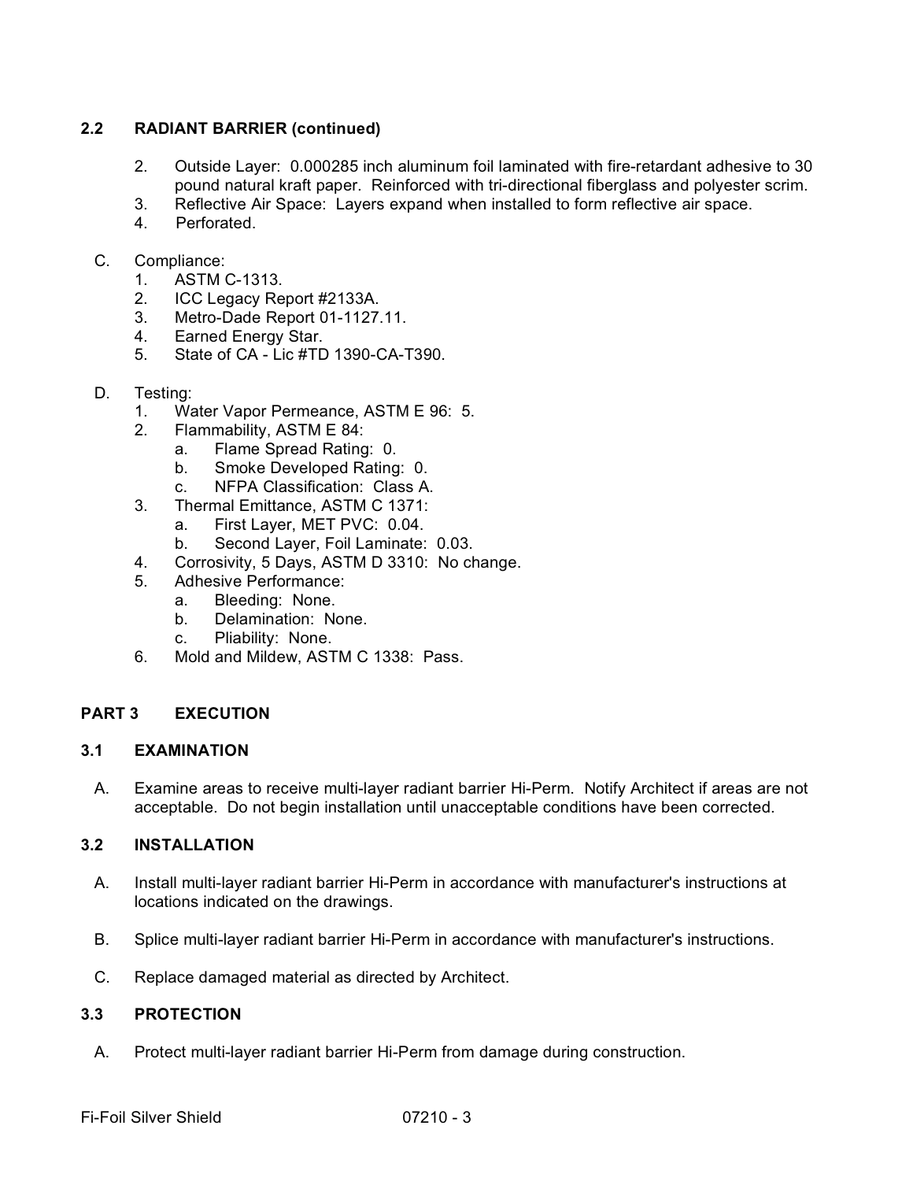## 2.2 RADIANT BARRIER (continued)

2. Outside Layer: 0.000285 inch aluminum foil laminated with fire-retardant adhesive to 30 pound natural kraft paper. Reinforced with tri-directional fiberglass and polyester scrim.
3. Reflective Air Space: Layers expand when installed to form reflective air space.
4. Perforated.

C. Compliance:
   1. ASTM C-1313.
   2. ICC Legacy Report #2133A.
   3. Metro-Dade Report 01-1127.11.
   4. Earned Energy Star.
   5. State of CA - Lic #TD 1390-CA-T390.

D. Testing:
   1. Water Vapor Permeance, ASTM E 96: 5.
   2. Flammability, ASTM E 84:
      a. Flame Spread Rating: 0.
      b. Smoke Developed Rating: 0.
      c. NFPA Classification: Class A.
   3. Thermal Emittance, ASTM C 1371:
      a. First Layer, MET PVC: 0.04.
      b. Second Layer, Foil Laminate: 0.03.
   4. Corrosivity, 5 Days, ASTM D 3310: No change.
   5. Adhesive Performance:
      a. Bleeding: None.
      b. Delamination: None.
      c. Pliability: None.
   6. Mold and Mildew, ASTM C 1338: Pass.

# PART 3 EXECUTION

## 3.1 EXAMINATION

A. Examine areas to receive multi-layer radiant barrier Hi-Perm. Notify Architect if areas are not acceptable. Do not begin installation until unacceptable conditions have been corrected.

## 3.2 INSTALLATION

A. Install multi-layer radiant barrier Hi-Perm in accordance with manufacturer's instructions at locations indicated on the drawings.

B. Splice multi-layer radiant barrier Hi-Perm in accordance with manufacturer's instructions.

C. Replace damaged material as directed by Architect.

## 3.3 PROTECTION

A. Protect multi-layer radiant barrier Hi-Perm from damage during construction.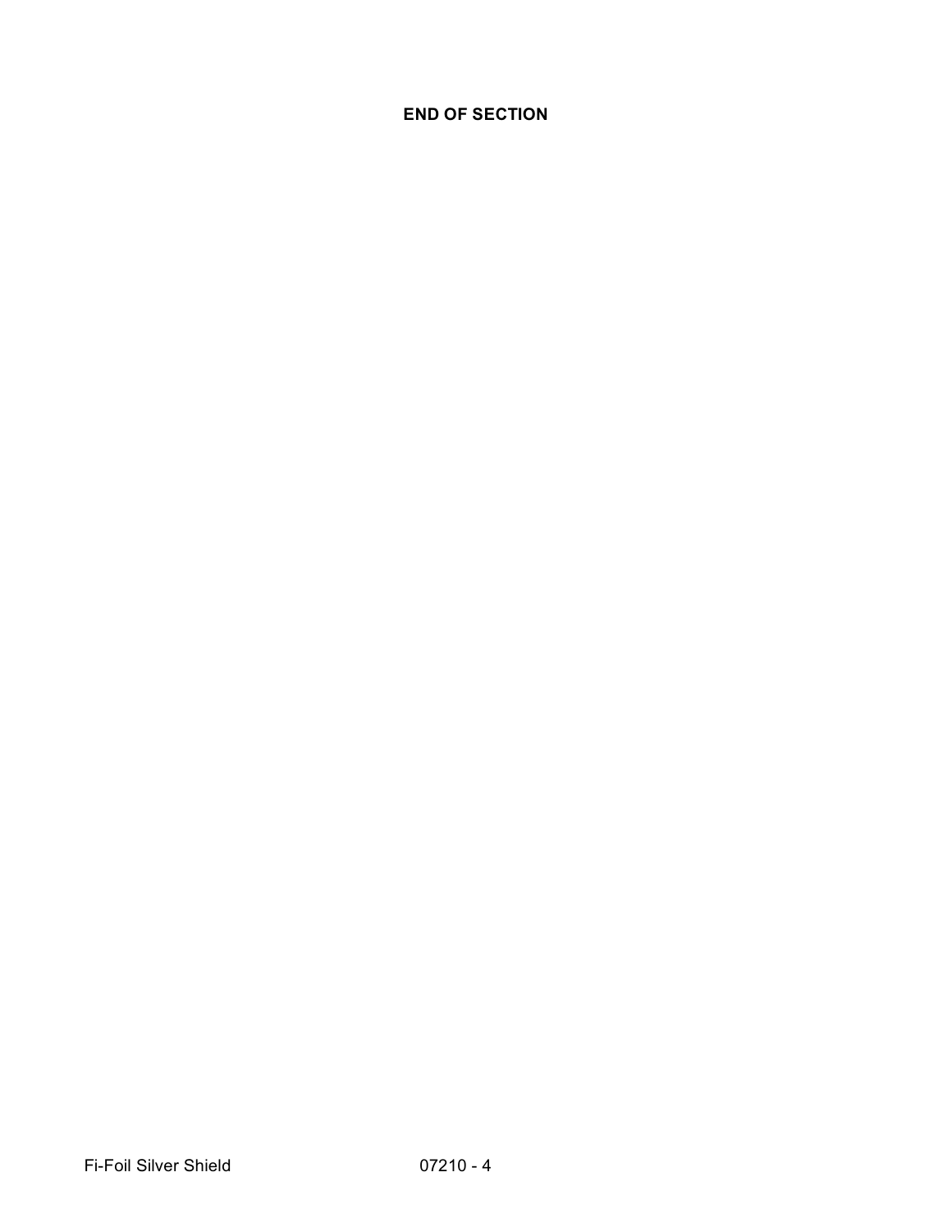**END OF SECTION**